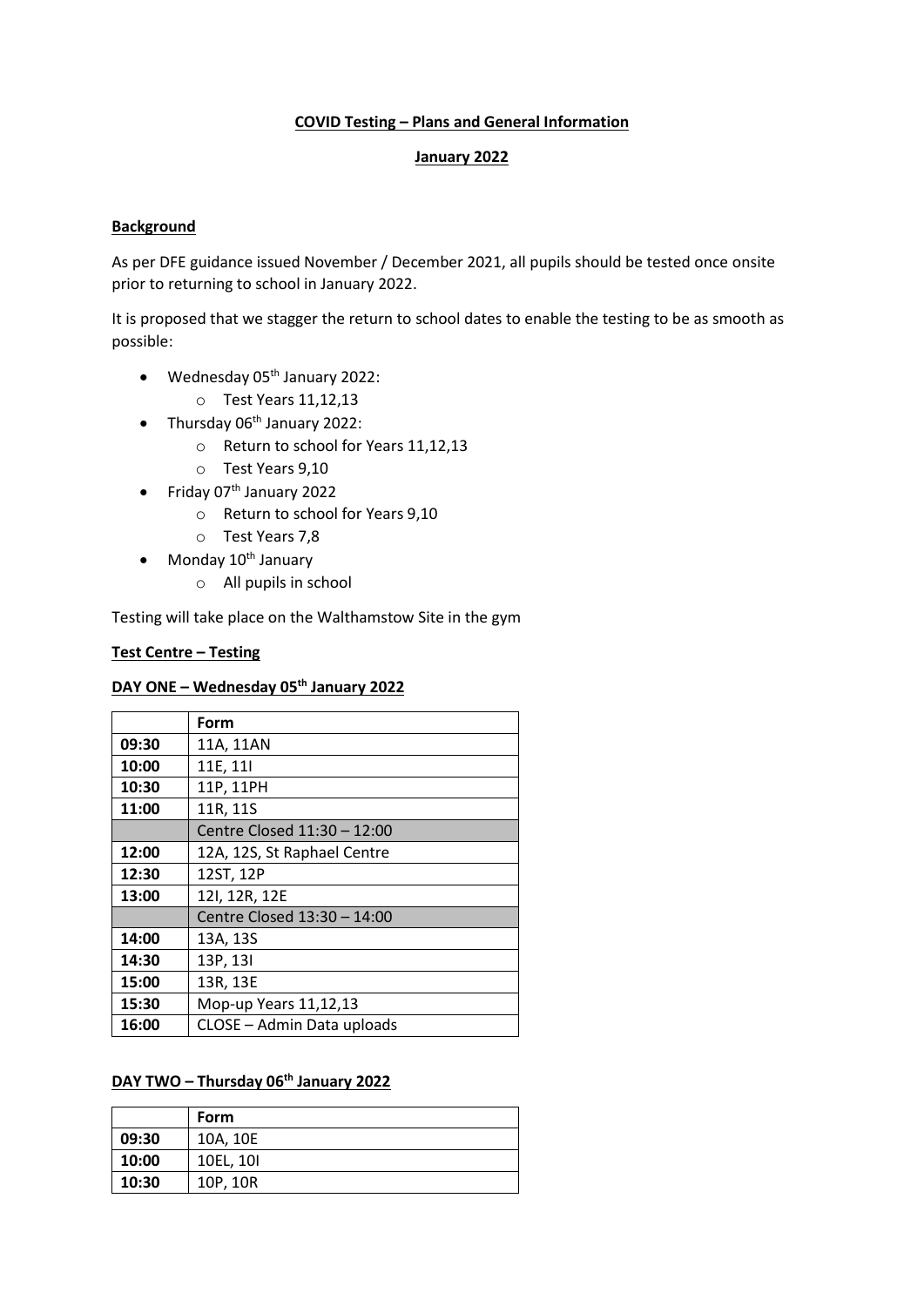# COVID Testing – Plans and General Information

## January 2022

### Background

As per DFE guidance issued November / December 2021, all pupils should be tested once onsite prior to returning to school in January 2022.

It is proposed that we stagger the return to school dates to enable the testing to be as smooth as possible:

- Wednesday 05th January 2022:
  - Test Years 11,12,13
- Thursday 06th January 2022:
  - Return to school for Years 11,12,13
  - Test Years 9,10
- Friday 07th January 2022
  - Return to school for Years 9,10
  - Test Years 7,8
- Monday 10th January
  - All pupils in school

Testing will take place on the Walthamstow Site in the gym

### Test Centre – Testing

### DAY ONE – Wednesday 05th January 2022

| | Form |
|---|---|
| **09:30** | 11A, 11AN |
| **10:00** | 11E, 11I |
| **10:30** | 11P, 11PH |
| **11:00** | 11R, 11S |
| | Centre Closed 11:30 – 12:00 |
| **12:00** | 12A, 12S, St Raphael Centre |
| **12:30** | 12ST, 12P |
| **13:00** | 12I, 12R, 12E |
| | Centre Closed 13:30 – 14:00 |
| **14:00** | 13A, 13S |
| **14:30** | 13P, 13I |
| **15:00** | 13R, 13E |
| **15:30** | Mop-up Years 11,12,13 |
| **16:00** | CLOSE – Admin Data uploads |

### DAY TWO – Thursday 06th January 2022

| | Form |
|---|---|
| **09:30** | 10A, 10E |
| **10:00** | 10EL, 10I |
| **10:30** | 10P, 10R |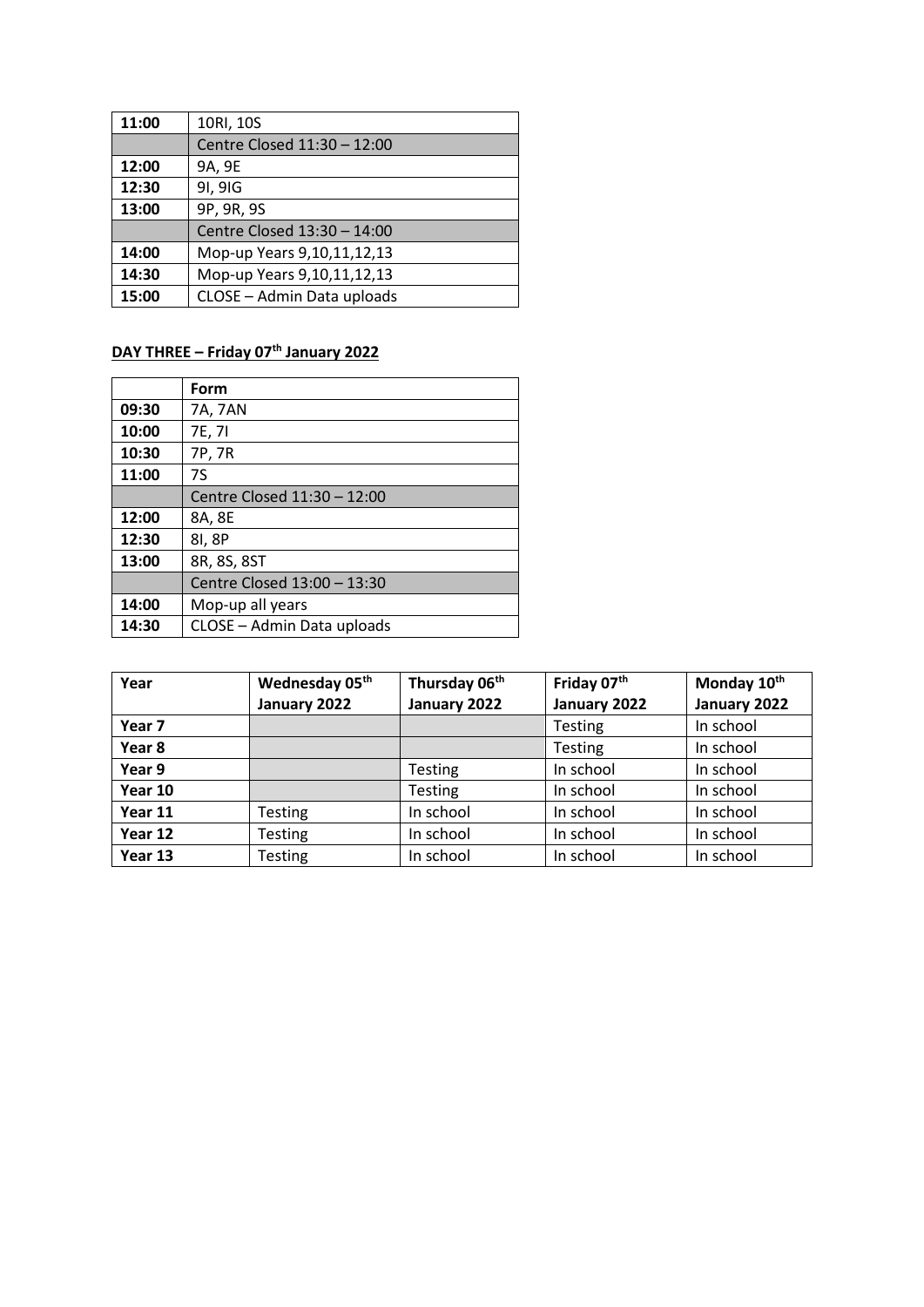| | |
|---|---|
| **11:00** | 10RI, 10S |
| | Centre Closed 11:30 – 12:00 |
| **12:00** | 9A, 9E |
| **12:30** | 9I, 9IG |
| **13:00** | 9P, 9R, 9S |
| | Centre Closed 13:30 – 14:00 |
| **14:00** | Mop-up Years 9,10,11,12,13 |
| **14:30** | Mop-up Years 9,10,11,12,13 |
| **15:00** | CLOSE – Admin Data uploads |

**DAY THREE – Friday 07th January 2022**

| | **Form** |
|---|---|
| **09:30** | 7A, 7AN |
| **10:00** | 7E, 7I |
| **10:30** | 7P, 7R |
| **11:00** | 7S |
| | Centre Closed 11:30 – 12:00 |
| **12:00** | 8A, 8E |
| **12:30** | 8I, 8P |
| **13:00** | 8R, 8S, 8ST |
| | Centre Closed 13:00 – 13:30 |
| **14:00** | Mop-up all years |
| **14:30** | CLOSE – Admin Data uploads |

| **Year** | **Wednesday 05th January 2022** | **Thursday 06th January 2022** | **Friday 07th January 2022** | **Monday 10th January 2022** |
|---|---|---|---|---|
| **Year 7** | | | Testing | In school |
| **Year 8** | | | Testing | In school |
| **Year 9** | | Testing | In school | In school |
| **Year 10** | | Testing | In school | In school |
| **Year 11** | Testing | In school | In school | In school |
| **Year 12** | Testing | In school | In school | In school |
| **Year 13** | Testing | In school | In school | In school |